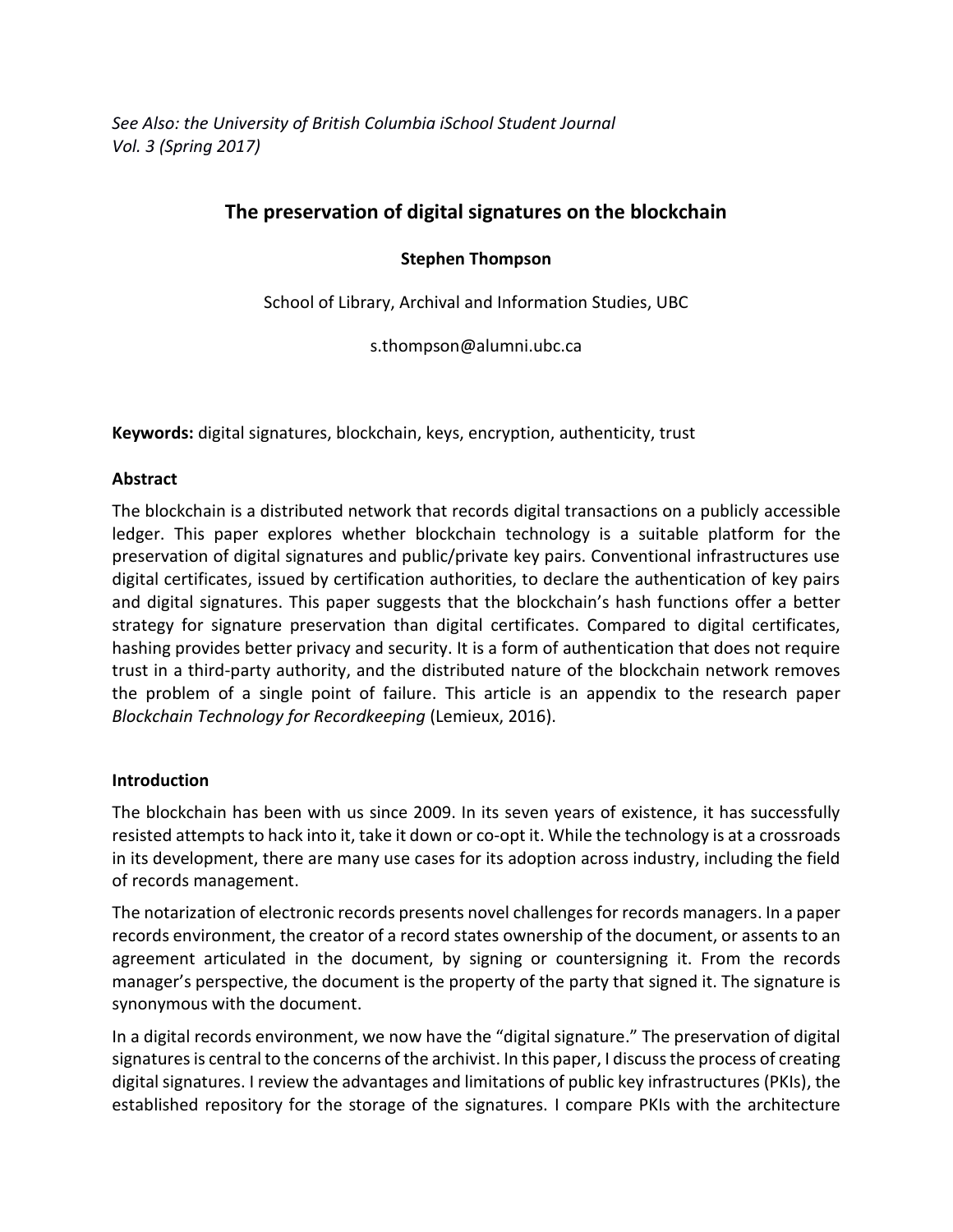*See Also: the University of British Columbia iSchool Student Journal*
*Vol. 3 (Spring 2017)*

# The preservation of digital signatures on the blockchain

**Stephen Thompson**

School of Library, Archival and Information Studies, UBC

s.thompson@alumni.ubc.ca

**Keywords:** digital signatures, blockchain, keys, encryption, authenticity, trust

## Abstract

The blockchain is a distributed network that records digital transactions on a publicly accessible ledger. This paper explores whether blockchain technology is a suitable platform for the preservation of digital signatures and public/private key pairs. Conventional infrastructures use digital certificates, issued by certification authorities, to declare the authentication of key pairs and digital signatures. This paper suggests that the blockchain's hash functions offer a better strategy for signature preservation than digital certificates. Compared to digital certificates, hashing provides better privacy and security. It is a form of authentication that does not require trust in a third-party authority, and the distributed nature of the blockchain network removes the problem of a single point of failure. This article is an appendix to the research paper *Blockchain Technology for Recordkeeping* (Lemieux, 2016).

## Introduction

The blockchain has been with us since 2009. In its seven years of existence, it has successfully resisted attempts to hack into it, take it down or co-opt it. While the technology is at a crossroads in its development, there are many use cases for its adoption across industry, including the field of records management.

The notarization of electronic records presents novel challenges for records managers. In a paper records environment, the creator of a record states ownership of the document, or assents to an agreement articulated in the document, by signing or countersigning it. From the records manager's perspective, the document is the property of the party that signed it. The signature is synonymous with the document.

In a digital records environment, we now have the "digital signature." The preservation of digital signatures is central to the concerns of the archivist. In this paper, I discuss the process of creating digital signatures. I review the advantages and limitations of public key infrastructures (PKIs), the established repository for the storage of the signatures. I compare PKIs with the architecture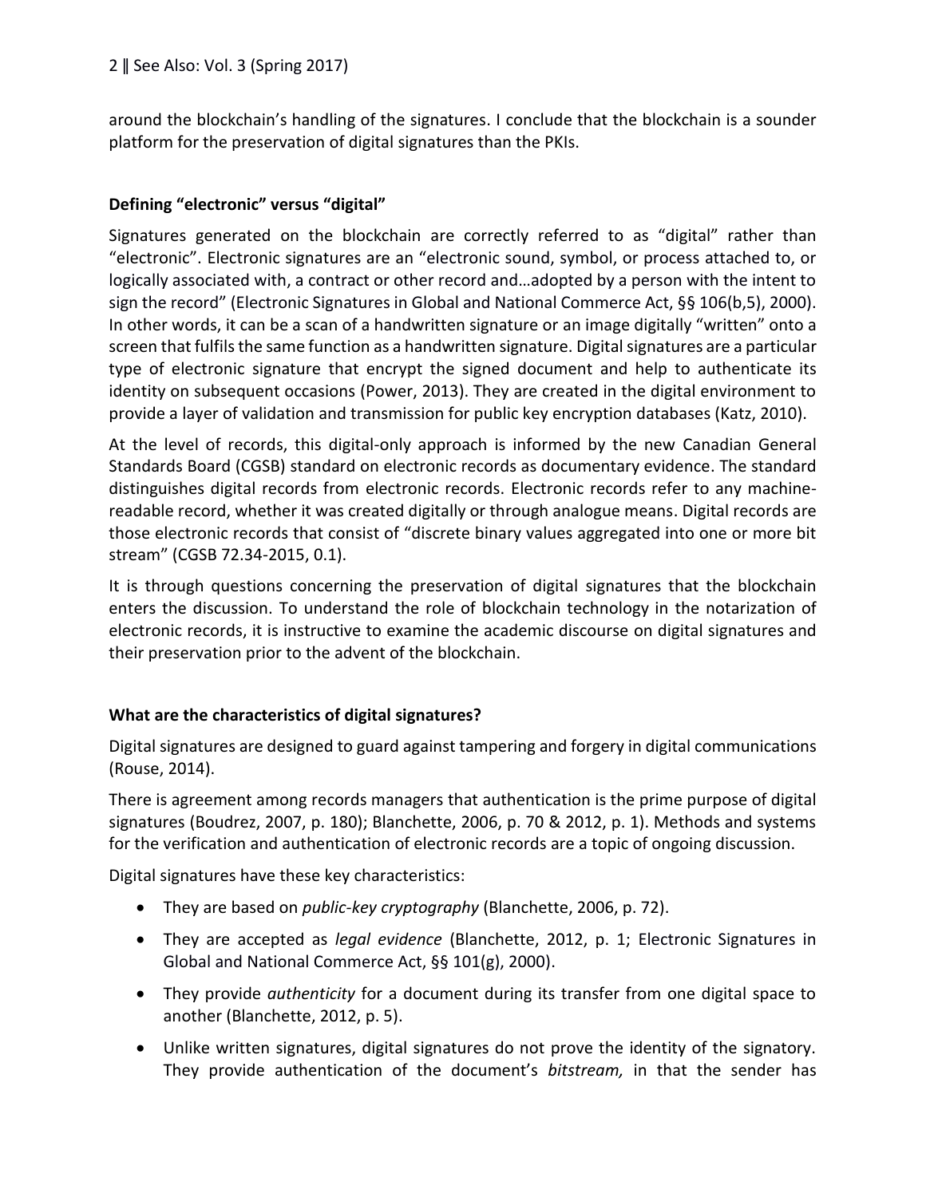around the blockchain's handling of the signatures. I conclude that the blockchain is a sounder platform for the preservation of digital signatures than the PKIs.

### Defining "electronic" versus "digital"

Signatures generated on the blockchain are correctly referred to as "digital" rather than "electronic". Electronic signatures are an "electronic sound, symbol, or process attached to, or logically associated with, a contract or other record and…adopted by a person with the intent to sign the record" (Electronic Signatures in Global and National Commerce Act, §§ 106(b,5), 2000). In other words, it can be a scan of a handwritten signature or an image digitally "written" onto a screen that fulfils the same function as a handwritten signature. Digital signatures are a particular type of electronic signature that encrypt the signed document and help to authenticate its identity on subsequent occasions (Power, 2013). They are created in the digital environment to provide a layer of validation and transmission for public key encryption databases (Katz, 2010).

At the level of records, this digital-only approach is informed by the new Canadian General Standards Board (CGSB) standard on electronic records as documentary evidence. The standard distinguishes digital records from electronic records. Electronic records refer to any machine-readable record, whether it was created digitally or through analogue means. Digital records are those electronic records that consist of "discrete binary values aggregated into one or more bit stream" (CGSB 72.34-2015, 0.1).

It is through questions concerning the preservation of digital signatures that the blockchain enters the discussion. To understand the role of blockchain technology in the notarization of electronic records, it is instructive to examine the academic discourse on digital signatures and their preservation prior to the advent of the blockchain.

### What are the characteristics of digital signatures?

Digital signatures are designed to guard against tampering and forgery in digital communications (Rouse, 2014).

There is agreement among records managers that authentication is the prime purpose of digital signatures (Boudrez, 2007, p. 180); Blanchette, 2006, p. 70 & 2012, p. 1). Methods and systems for the verification and authentication of electronic records are a topic of ongoing discussion.

Digital signatures have these key characteristics:

- They are based on *public-key cryptography* (Blanchette, 2006, p. 72).
- They are accepted as *legal evidence* (Blanchette, 2012, p. 1; Electronic Signatures in Global and National Commerce Act, §§ 101(g), 2000).
- They provide *authenticity* for a document during its transfer from one digital space to another (Blanchette, 2012, p. 5).
- Unlike written signatures, digital signatures do not prove the identity of the signatory. They provide authentication of the document's *bitstream,* in that the sender has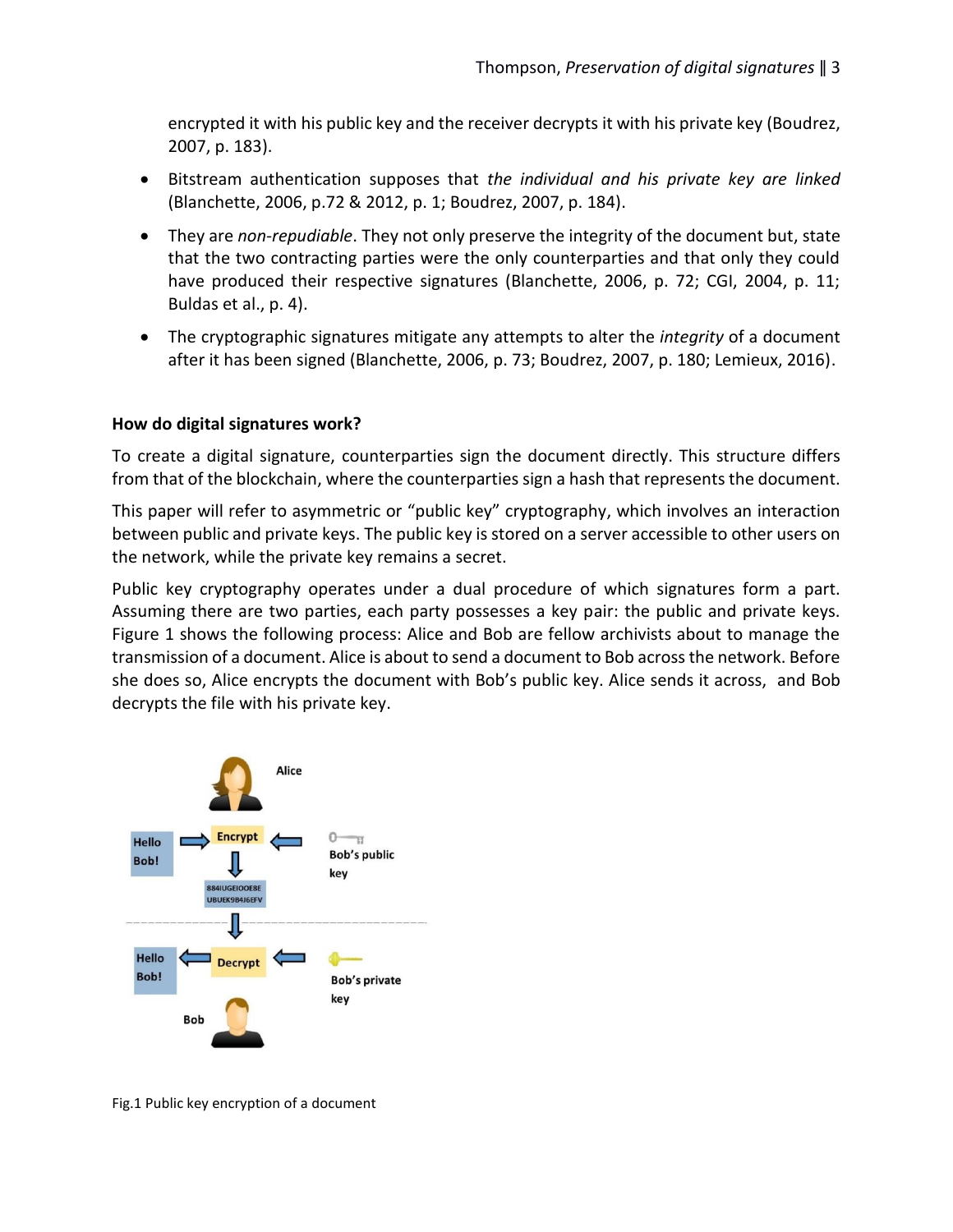encrypted it with his public key and the receiver decrypts it with his private key (Boudrez, 2007, p. 183).

- Bitstream authentication supposes that *the individual and his private key are linked* (Blanchette, 2006, p.72 & 2012, p. 1; Boudrez, 2007, p. 184).
- They are *non-repudiable*. They not only preserve the integrity of the document but, state that the two contracting parties were the only counterparties and that only they could have produced their respective signatures (Blanchette, 2006, p. 72; CGI, 2004, p. 11; Buldas et al., p. 4).
- The cryptographic signatures mitigate any attempts to alter the *integrity* of a document after it has been signed (Blanchette, 2006, p. 73; Boudrez, 2007, p. 180; Lemieux, 2016).

**How do digital signatures work?**

To create a digital signature, counterparties sign the document directly. This structure differs from that of the blockchain, where the counterparties sign a hash that represents the document.

This paper will refer to asymmetric or "public key" cryptography, which involves an interaction between public and private keys. The public key is stored on a server accessible to other users on the network, while the private key remains a secret.

Public key cryptography operates under a dual procedure of which signatures form a part. Assuming there are two parties, each party possesses a key pair: the public and private keys. Figure 1 shows the following process: Alice and Bob are fellow archivists about to manage the transmission of a document. Alice is about to send a document to Bob across the network. Before she does so, Alice encrypts the document with Bob's public key. Alice sends it across, and Bob decrypts the file with his private key.

Alice

Hello Bob! → Encrypt ← Bob's public key

884IUGEIOOE8E UBUEK9B4J6EFV

Hello Bob! ← Decrypt ← Bob's private key

Bob

Fig.1 Public key encryption of a document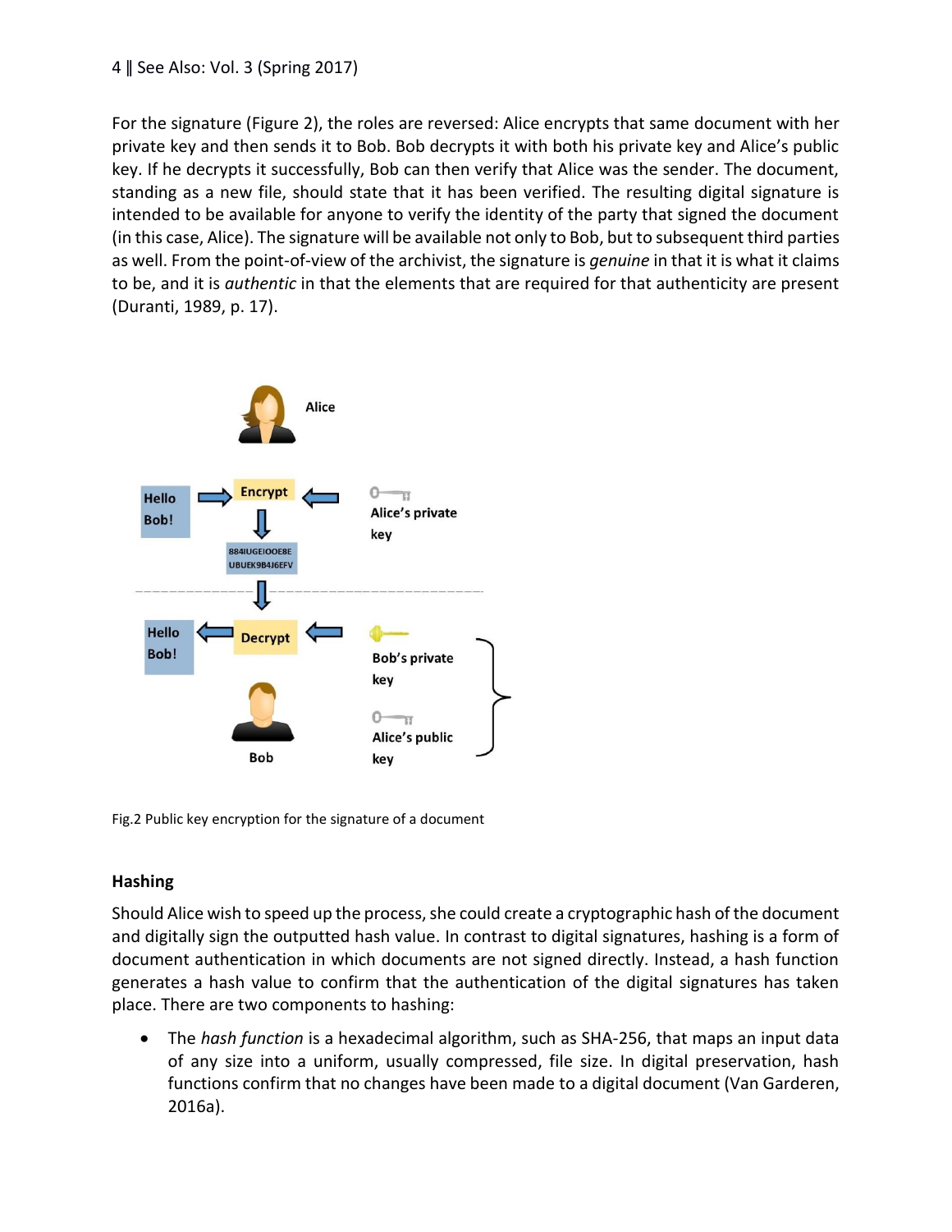For the signature (Figure 2), the roles are reversed: Alice encrypts that same document with her private key and then sends it to Bob. Bob decrypts it with both his private key and Alice's public key. If he decrypts it successfully, Bob can then verify that Alice was the sender. The document, standing as a new file, should state that it has been verified. The resulting digital signature is intended to be available for anyone to verify the identity of the party that signed the document (in this case, Alice). The signature will be available not only to Bob, but to subsequent third parties as well. From the point-of-view of the archivist, the signature is *genuine* in that it is what it claims to be, and it is *authentic* in that the elements that are required for that authenticity are present (Duranti, 1989, p. 17).

Fig.2 Public key encryption for the signature of a document

### Hashing

Should Alice wish to speed up the process, she could create a cryptographic hash of the document and digitally sign the outputted hash value. In contrast to digital signatures, hashing is a form of document authentication in which documents are not signed directly. Instead, a hash function generates a hash value to confirm that the authentication of the digital signatures has taken place. There are two components to hashing:

- The *hash function* is a hexadecimal algorithm, such as SHA-256, that maps an input data of any size into a uniform, usually compressed, file size. In digital preservation, hash functions confirm that no changes have been made to a digital document (Van Garderen, 2016a).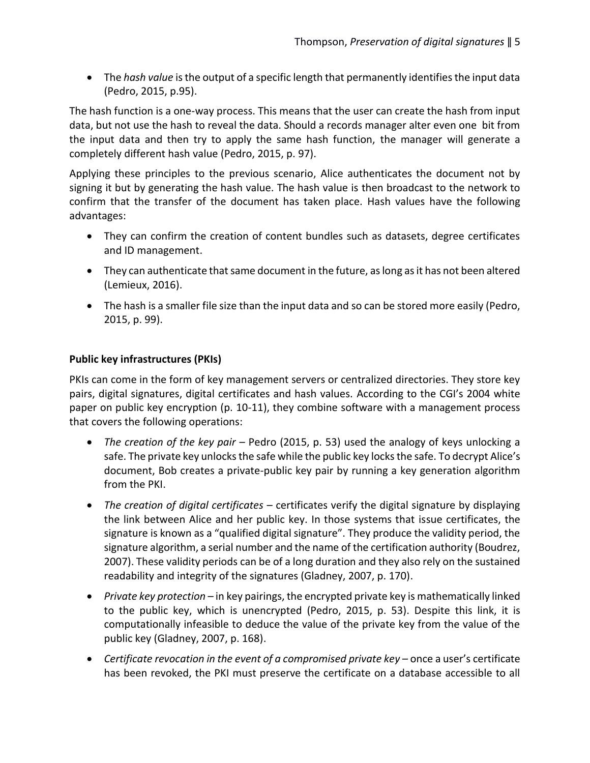- The *hash value* is the output of a specific length that permanently identifies the input data (Pedro, 2015, p.95).

The hash function is a one-way process. This means that the user can create the hash from input data, but not use the hash to reveal the data. Should a records manager alter even one bit from the input data and then try to apply the same hash function, the manager will generate a completely different hash value (Pedro, 2015, p. 97).

Applying these principles to the previous scenario, Alice authenticates the document not by signing it but by generating the hash value. The hash value is then broadcast to the network to confirm that the transfer of the document has taken place. Hash values have the following advantages:

- They can confirm the creation of content bundles such as datasets, degree certificates and ID management.
- They can authenticate that same document in the future, as long as it has not been altered (Lemieux, 2016).
- The hash is a smaller file size than the input data and so can be stored more easily (Pedro, 2015, p. 99).

**Public key infrastructures (PKIs)**

PKIs can come in the form of key management servers or centralized directories. They store key pairs, digital signatures, digital certificates and hash values. According to the CGI's 2004 white paper on public key encryption (p. 10-11), they combine software with a management process that covers the following operations:

- *The creation of the key pair* – Pedro (2015, p. 53) used the analogy of keys unlocking a safe. The private key unlocks the safe while the public key locks the safe. To decrypt Alice's document, Bob creates a private-public key pair by running a key generation algorithm from the PKI.
- *The creation of digital certificates* – certificates verify the digital signature by displaying the link between Alice and her public key. In those systems that issue certificates, the signature is known as a "qualified digital signature". They produce the validity period, the signature algorithm, a serial number and the name of the certification authority (Boudrez, 2007). These validity periods can be of a long duration and they also rely on the sustained readability and integrity of the signatures (Gladney, 2007, p. 170).
- *Private key protection* – in key pairings, the encrypted private key is mathematically linked to the public key, which is unencrypted (Pedro, 2015, p. 53). Despite this link, it is computationally infeasible to deduce the value of the private key from the value of the public key (Gladney, 2007, p. 168).
- *Certificate revocation in the event of a compromised private key* – once a user's certificate has been revoked, the PKI must preserve the certificate on a database accessible to all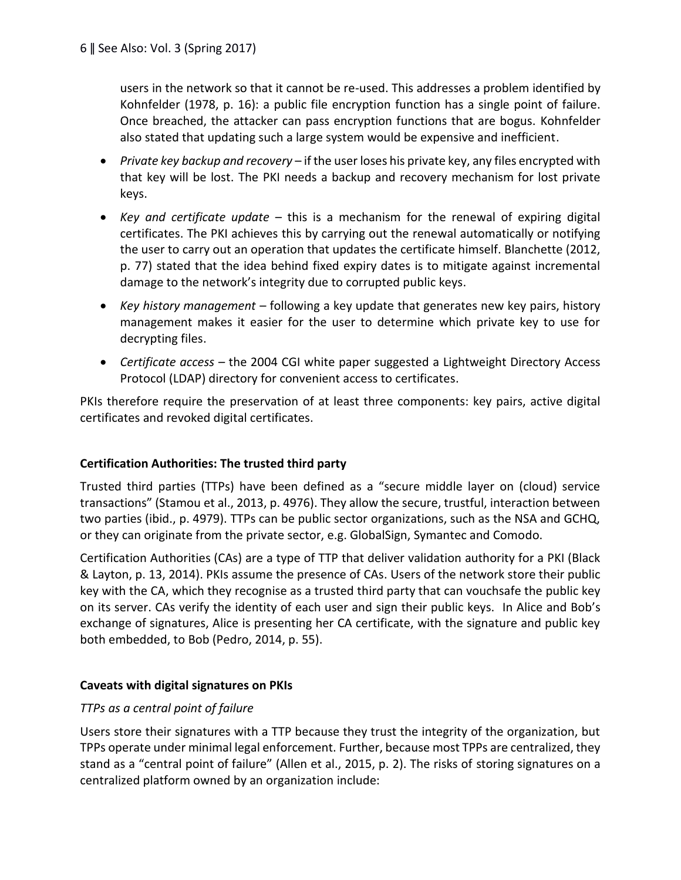users in the network so that it cannot be re-used. This addresses a problem identified by Kohnfelder (1978, p. 16): a public file encryption function has a single point of failure. Once breached, the attacker can pass encryption functions that are bogus. Kohnfelder also stated that updating such a large system would be expensive and inefficient.

- *Private key backup and recovery* – if the user loses his private key, any files encrypted with that key will be lost. The PKI needs a backup and recovery mechanism for lost private keys.
- *Key and certificate update* – this is a mechanism for the renewal of expiring digital certificates. The PKI achieves this by carrying out the renewal automatically or notifying the user to carry out an operation that updates the certificate himself. Blanchette (2012, p. 77) stated that the idea behind fixed expiry dates is to mitigate against incremental damage to the network's integrity due to corrupted public keys.
- *Key history management* – following a key update that generates new key pairs, history management makes it easier for the user to determine which private key to use for decrypting files.
- *Certificate access* – the 2004 CGI white paper suggested a Lightweight Directory Access Protocol (LDAP) directory for convenient access to certificates.

PKIs therefore require the preservation of at least three components: key pairs, active digital certificates and revoked digital certificates.

**Certification Authorities: The trusted third party**

Trusted third parties (TTPs) have been defined as a "secure middle layer on (cloud) service transactions" (Stamou et al., 2013, p. 4976). They allow the secure, trustful, interaction between two parties (ibid., p. 4979). TTPs can be public sector organizations, such as the NSA and GCHQ, or they can originate from the private sector, e.g. GlobalSign, Symantec and Comodo.

Certification Authorities (CAs) are a type of TTP that deliver validation authority for a PKI (Black & Layton, p. 13, 2014). PKIs assume the presence of CAs. Users of the network store their public key with the CA, which they recognise as a trusted third party that can vouchsafe the public key on its server. CAs verify the identity of each user and sign their public keys. In Alice and Bob's exchange of signatures, Alice is presenting her CA certificate, with the signature and public key both embedded, to Bob (Pedro, 2014, p. 55).

**Caveats with digital signatures on PKIs**

*TTPs as a central point of failure*

Users store their signatures with a TTP because they trust the integrity of the organization, but TPPs operate under minimal legal enforcement. Further, because most TPPs are centralized, they stand as a "central point of failure" (Allen et al., 2015, p. 2). The risks of storing signatures on a centralized platform owned by an organization include: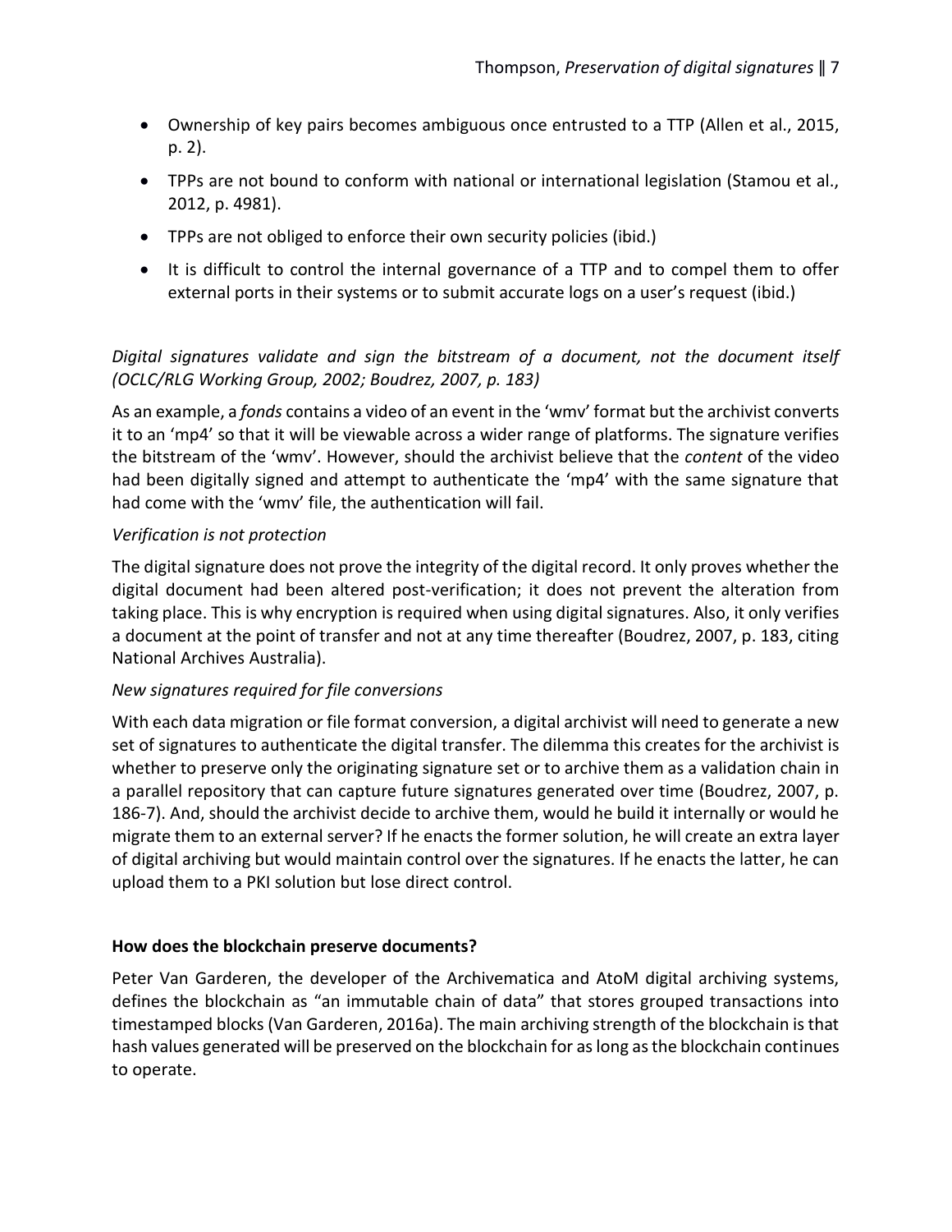- Ownership of key pairs becomes ambiguous once entrusted to a TTP (Allen et al., 2015, p. 2).
- TPPs are not bound to conform with national or international legislation (Stamou et al., 2012, p. 4981).
- TPPs are not obliged to enforce their own security policies (ibid.)
- It is difficult to control the internal governance of a TTP and to compel them to offer external ports in their systems or to submit accurate logs on a user's request (ibid.)

*Digital signatures validate and sign the bitstream of a document, not the document itself (OCLC/RLG Working Group, 2002; Boudrez, 2007, p. 183)*

As an example, a *fonds* contains a video of an event in the 'wmv' format but the archivist converts it to an 'mp4' so that it will be viewable across a wider range of platforms. The signature verifies the bitstream of the 'wmv'. However, should the archivist believe that the *content* of the video had been digitally signed and attempt to authenticate the 'mp4' with the same signature that had come with the 'wmv' file, the authentication will fail.

*Verification is not protection*

The digital signature does not prove the integrity of the digital record. It only proves whether the digital document had been altered post-verification; it does not prevent the alteration from taking place. This is why encryption is required when using digital signatures. Also, it only verifies a document at the point of transfer and not at any time thereafter (Boudrez, 2007, p. 183, citing National Archives Australia).

*New signatures required for file conversions*

With each data migration or file format conversion, a digital archivist will need to generate a new set of signatures to authenticate the digital transfer. The dilemma this creates for the archivist is whether to preserve only the originating signature set or to archive them as a validation chain in a parallel repository that can capture future signatures generated over time (Boudrez, 2007, p. 186-7). And, should the archivist decide to archive them, would he build it internally or would he migrate them to an external server? If he enacts the former solution, he will create an extra layer of digital archiving but would maintain control over the signatures. If he enacts the latter, he can upload them to a PKI solution but lose direct control.

**How does the blockchain preserve documents?**

Peter Van Garderen, the developer of the Archivematica and AtoM digital archiving systems, defines the blockchain as "an immutable chain of data" that stores grouped transactions into timestamped blocks (Van Garderen, 2016a). The main archiving strength of the blockchain is that hash values generated will be preserved on the blockchain for as long as the blockchain continues to operate.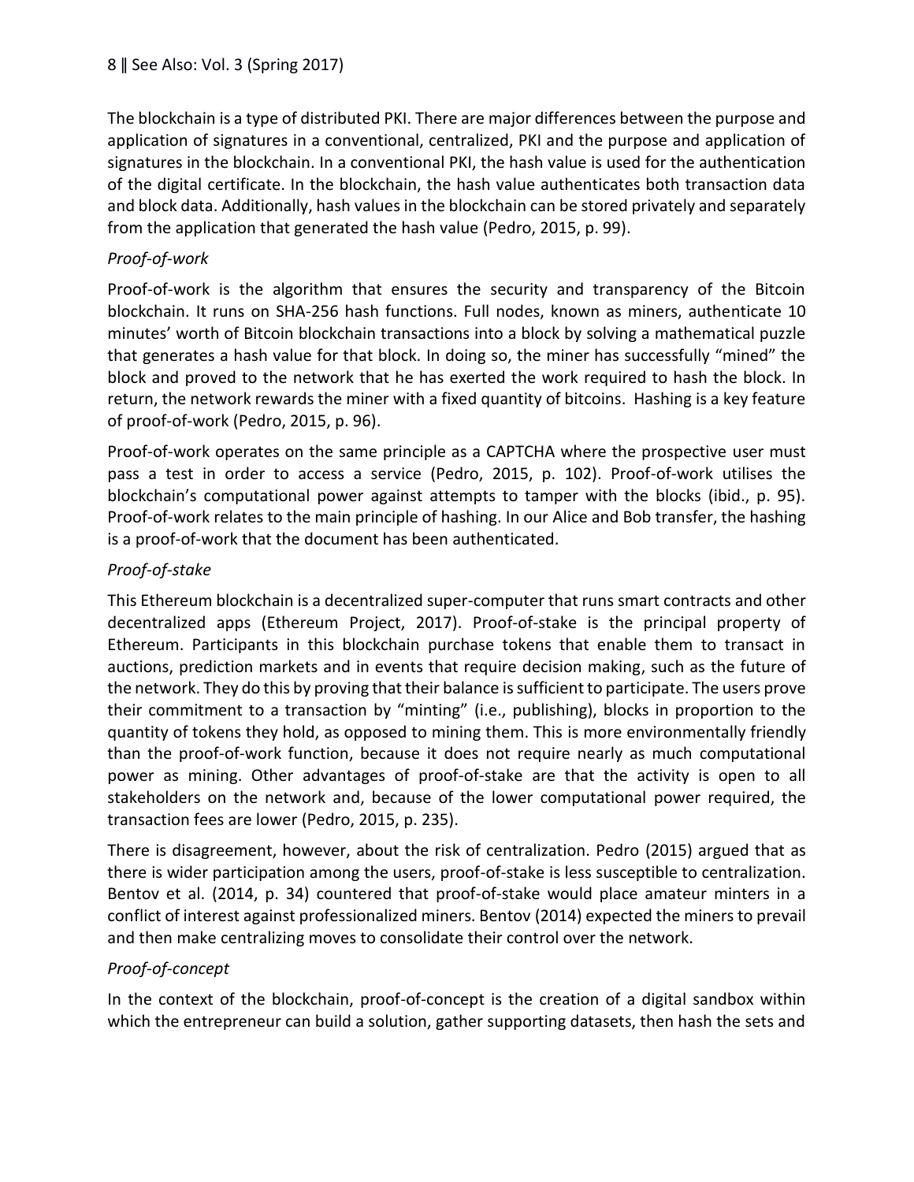The blockchain is a type of distributed PKI. There are major differences between the purpose and application of signatures in a conventional, centralized, PKI and the purpose and application of signatures in the blockchain. In a conventional PKI, the hash value is used for the authentication of the digital certificate. In the blockchain, the hash value authenticates both transaction data and block data. Additionally, hash values in the blockchain can be stored privately and separately from the application that generated the hash value (Pedro, 2015, p. 99).

### *Proof-of-work*

Proof-of-work is the algorithm that ensures the security and transparency of the Bitcoin blockchain. It runs on SHA-256 hash functions. Full nodes, known as miners, authenticate 10 minutes' worth of Bitcoin blockchain transactions into a block by solving a mathematical puzzle that generates a hash value for that block. In doing so, the miner has successfully "mined" the block and proved to the network that he has exerted the work required to hash the block. In return, the network rewards the miner with a fixed quantity of bitcoins. Hashing is a key feature of proof-of-work (Pedro, 2015, p. 96).

Proof-of-work operates on the same principle as a CAPTCHA where the prospective user must pass a test in order to access a service (Pedro, 2015, p. 102). Proof-of-work utilises the blockchain's computational power against attempts to tamper with the blocks (ibid., p. 95). Proof-of-work relates to the main principle of hashing. In our Alice and Bob transfer, the hashing is a proof-of-work that the document has been authenticated.

### *Proof-of-stake*

This Ethereum blockchain is a decentralized super-computer that runs smart contracts and other decentralized apps (Ethereum Project, 2017). Proof-of-stake is the principal property of Ethereum. Participants in this blockchain purchase tokens that enable them to transact in auctions, prediction markets and in events that require decision making, such as the future of the network. They do this by proving that their balance is sufficient to participate. The users prove their commitment to a transaction by "minting" (i.e., publishing), blocks in proportion to the quantity of tokens they hold, as opposed to mining them. This is more environmentally friendly than the proof-of-work function, because it does not require nearly as much computational power as mining. Other advantages of proof-of-stake are that the activity is open to all stakeholders on the network and, because of the lower computational power required, the transaction fees are lower (Pedro, 2015, p. 235).

There is disagreement, however, about the risk of centralization. Pedro (2015) argued that as there is wider participation among the users, proof-of-stake is less susceptible to centralization. Bentov et al. (2014, p. 34) countered that proof-of-stake would place amateur minters in a conflict of interest against professionalized miners. Bentov (2014) expected the miners to prevail and then make centralizing moves to consolidate their control over the network.

### *Proof-of-concept*

In the context of the blockchain, proof-of-concept is the creation of a digital sandbox within which the entrepreneur can build a solution, gather supporting datasets, then hash the sets and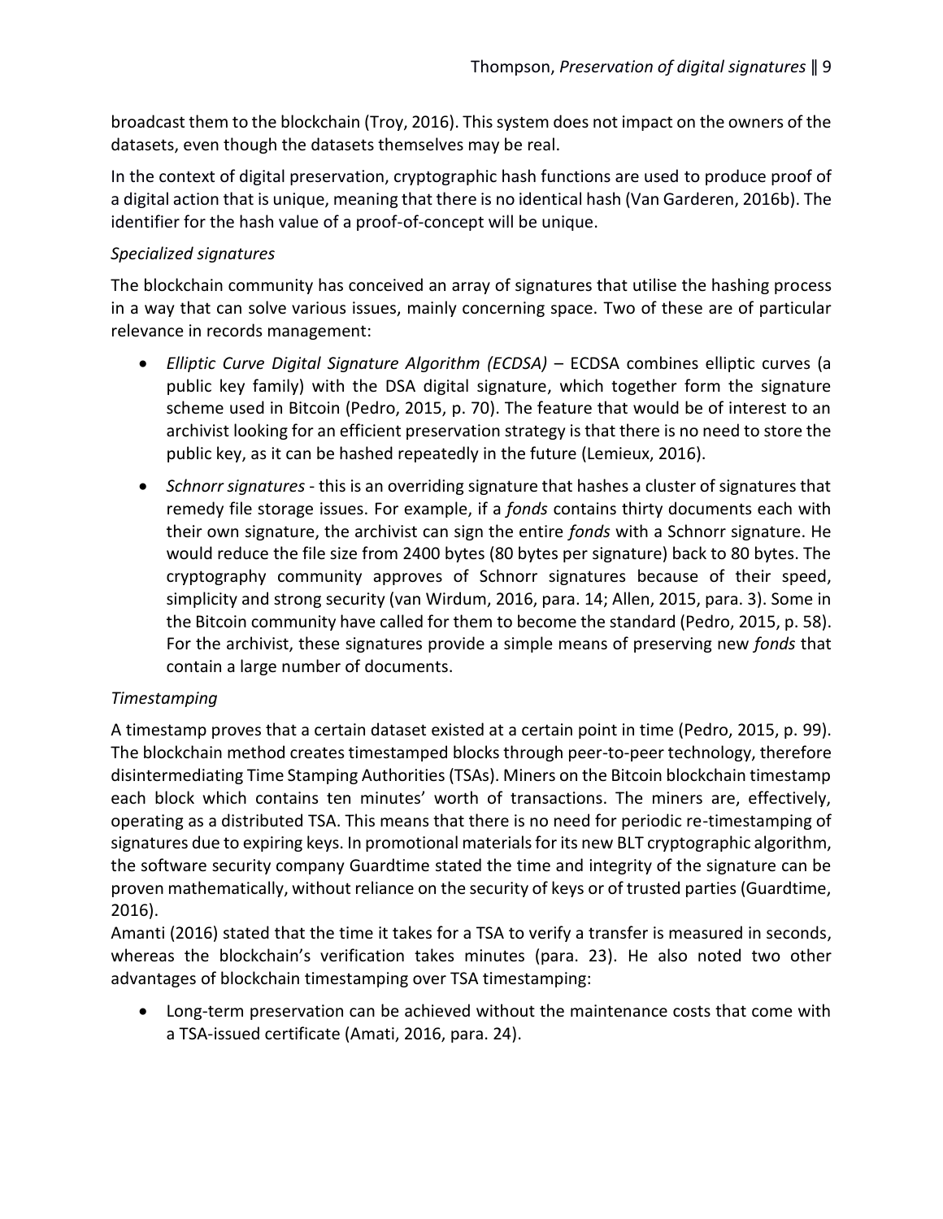broadcast them to the blockchain (Troy, 2016). This system does not impact on the owners of the datasets, even though the datasets themselves may be real.

In the context of digital preservation, cryptographic hash functions are used to produce proof of a digital action that is unique, meaning that there is no identical hash (Van Garderen, 2016b). The identifier for the hash value of a proof-of-concept will be unique.

### *Specialized signatures*

The blockchain community has conceived an array of signatures that utilise the hashing process in a way that can solve various issues, mainly concerning space. Two of these are of particular relevance in records management:

- *Elliptic Curve Digital Signature Algorithm (ECDSA)* – ECDSA combines elliptic curves (a public key family) with the DSA digital signature, which together form the signature scheme used in Bitcoin (Pedro, 2015, p. 70). The feature that would be of interest to an archivist looking for an efficient preservation strategy is that there is no need to store the public key, as it can be hashed repeatedly in the future (Lemieux, 2016).
- *Schnorr signatures* - this is an overriding signature that hashes a cluster of signatures that remedy file storage issues. For example, if a *fonds* contains thirty documents each with their own signature, the archivist can sign the entire *fonds* with a Schnorr signature. He would reduce the file size from 2400 bytes (80 bytes per signature) back to 80 bytes. The cryptography community approves of Schnorr signatures because of their speed, simplicity and strong security (van Wirdum, 2016, para. 14; Allen, 2015, para. 3). Some in the Bitcoin community have called for them to become the standard (Pedro, 2015, p. 58). For the archivist, these signatures provide a simple means of preserving new *fonds* that contain a large number of documents.

### *Timestamping*

A timestamp proves that a certain dataset existed at a certain point in time (Pedro, 2015, p. 99). The blockchain method creates timestamped blocks through peer-to-peer technology, therefore disintermediating Time Stamping Authorities (TSAs). Miners on the Bitcoin blockchain timestamp each block which contains ten minutes' worth of transactions. The miners are, effectively, operating as a distributed TSA. This means that there is no need for periodic re-timestamping of signatures due to expiring keys. In promotional materials for its new BLT cryptographic algorithm, the software security company Guardtime stated the time and integrity of the signature can be proven mathematically, without reliance on the security of keys or of trusted parties (Guardtime, 2016).

Amanti (2016) stated that the time it takes for a TSA to verify a transfer is measured in seconds, whereas the blockchain's verification takes minutes (para. 23). He also noted two other advantages of blockchain timestamping over TSA timestamping:

- Long-term preservation can be achieved without the maintenance costs that come with a TSA-issued certificate (Amati, 2016, para. 24).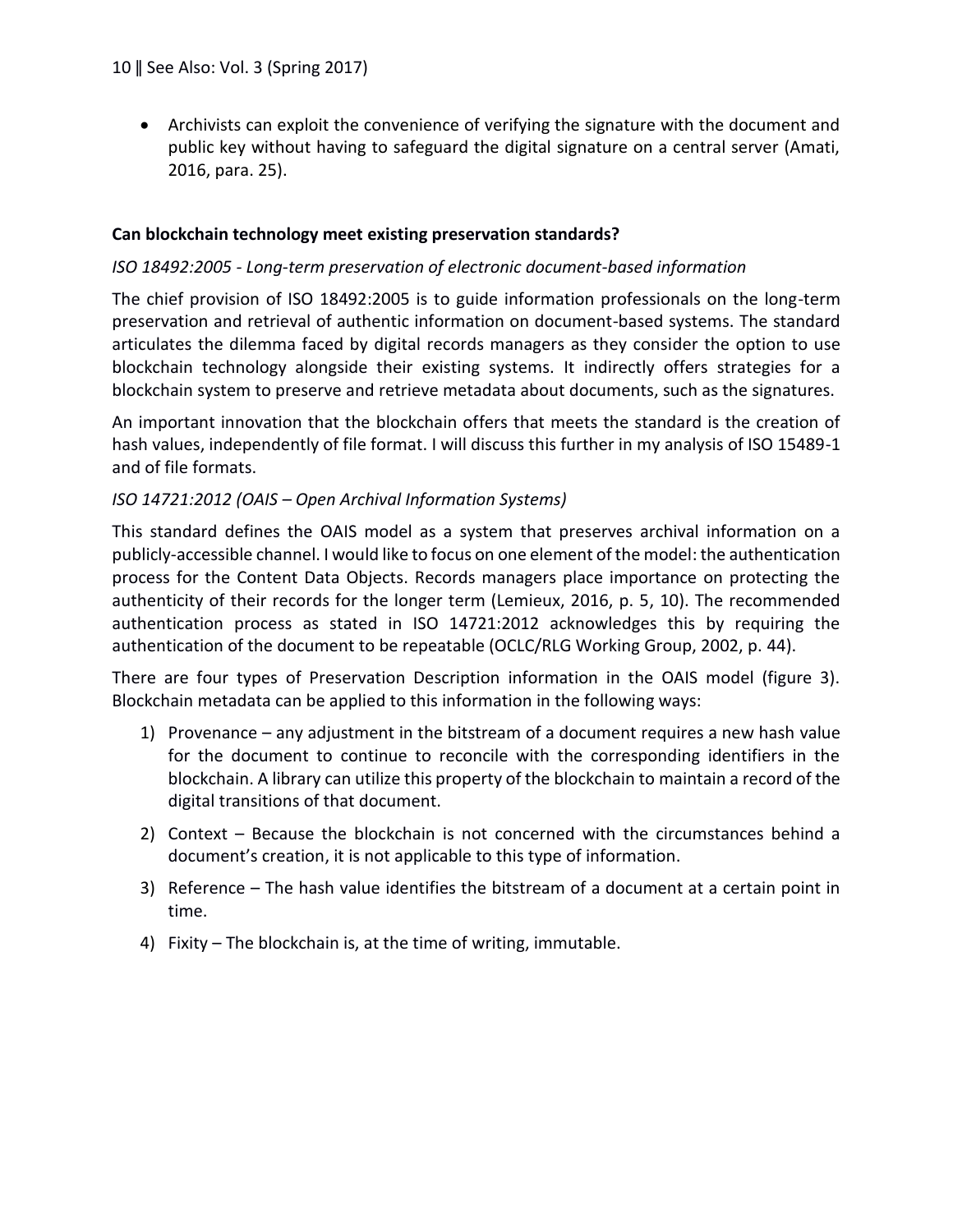- Archivists can exploit the convenience of verifying the signature with the document and public key without having to safeguard the digital signature on a central server (Amati, 2016, para. 25).

**Can blockchain technology meet existing preservation standards?**

*ISO 18492:2005 - Long-term preservation of electronic document-based information*

The chief provision of ISO 18492:2005 is to guide information professionals on the long-term preservation and retrieval of authentic information on document-based systems. The standard articulates the dilemma faced by digital records managers as they consider the option to use blockchain technology alongside their existing systems. It indirectly offers strategies for a blockchain system to preserve and retrieve metadata about documents, such as the signatures.

An important innovation that the blockchain offers that meets the standard is the creation of hash values, independently of file format. I will discuss this further in my analysis of ISO 15489-1 and of file formats.

*ISO 14721:2012 (OAIS – Open Archival Information Systems)*

This standard defines the OAIS model as a system that preserves archival information on a publicly-accessible channel. I would like to focus on one element of the model: the authentication process for the Content Data Objects. Records managers place importance on protecting the authenticity of their records for the longer term (Lemieux, 2016, p. 5, 10). The recommended authentication process as stated in ISO 14721:2012 acknowledges this by requiring the authentication of the document to be repeatable (OCLC/RLG Working Group, 2002, p. 44).

There are four types of Preservation Description information in the OAIS model (figure 3). Blockchain metadata can be applied to this information in the following ways:

1) Provenance – any adjustment in the bitstream of a document requires a new hash value for the document to continue to reconcile with the corresponding identifiers in the blockchain. A library can utilize this property of the blockchain to maintain a record of the digital transitions of that document.
2) Context – Because the blockchain is not concerned with the circumstances behind a document's creation, it is not applicable to this type of information.
3) Reference – The hash value identifies the bitstream of a document at a certain point in time.
4) Fixity – The blockchain is, at the time of writing, immutable.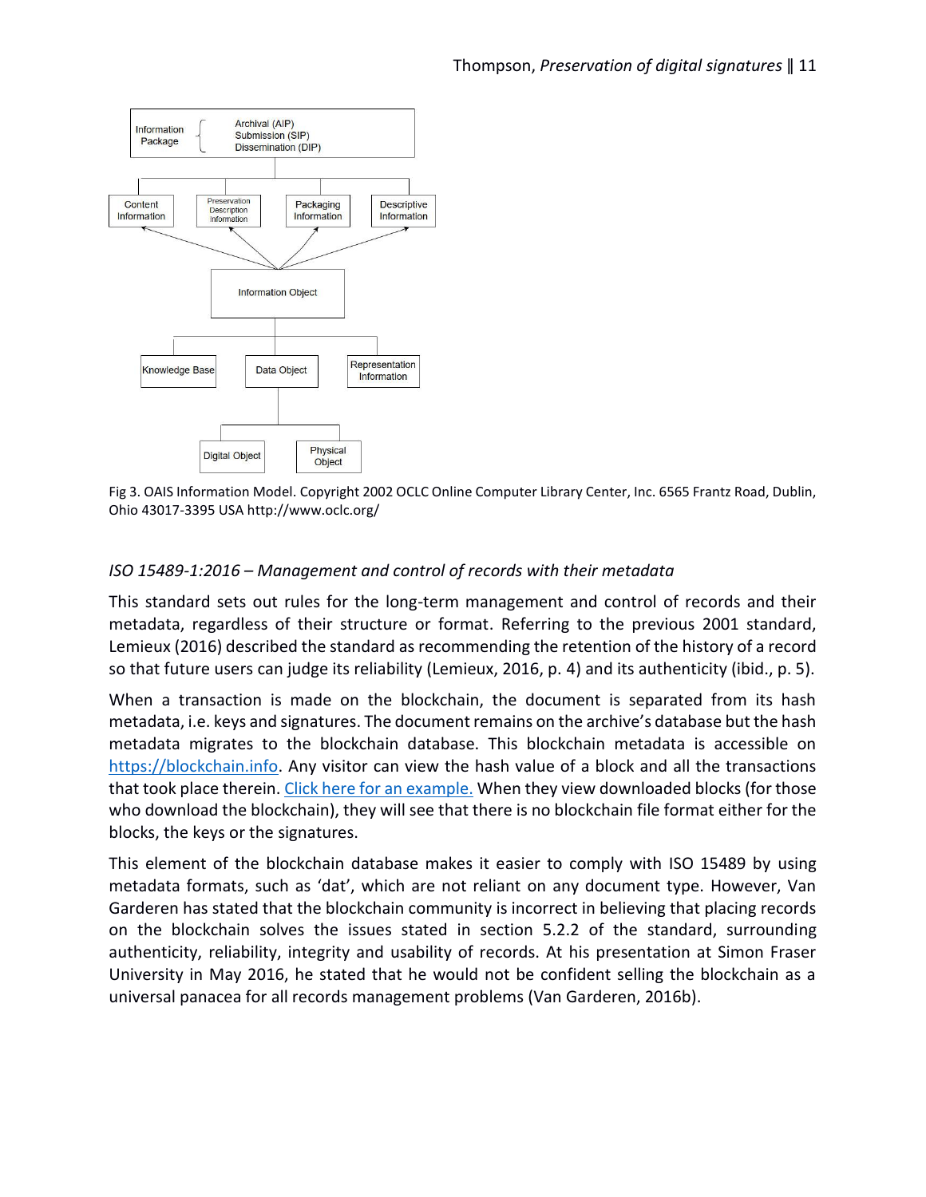Fig 3. OAIS Information Model. Copyright 2002 OCLC Online Computer Library Center, Inc. 6565 Frantz Road, Dublin, Ohio 43017-3395 USA http://www.oclc.org/

### *ISO 15489-1:2016 – Management and control of records with their metadata*

This standard sets out rules for the long-term management and control of records and their metadata, regardless of their structure or format. Referring to the previous 2001 standard, Lemieux (2016) described the standard as recommending the retention of the history of a record so that future users can judge its reliability (Lemieux, 2016, p. 4) and its authenticity (ibid., p. 5).

When a transaction is made on the blockchain, the document is separated from its hash metadata, i.e. keys and signatures. The document remains on the archive's database but the hash metadata migrates to the blockchain database. This blockchain metadata is accessible on [https://blockchain.info](https://blockchain.info). Any visitor can view the hash value of a block and all the transactions that took place therein. Click here for an example. When they view downloaded blocks (for those who download the blockchain), they will see that there is no blockchain file format either for the blocks, the keys or the signatures.

This element of the blockchain database makes it easier to comply with ISO 15489 by using metadata formats, such as 'dat', which are not reliant on any document type. However, Van Garderen has stated that the blockchain community is incorrect in believing that placing records on the blockchain solves the issues stated in section 5.2.2 of the standard, surrounding authenticity, reliability, integrity and usability of records. At his presentation at Simon Fraser University in May 2016, he stated that he would not be confident selling the blockchain as a universal panacea for all records management problems (Van Garderen, 2016b).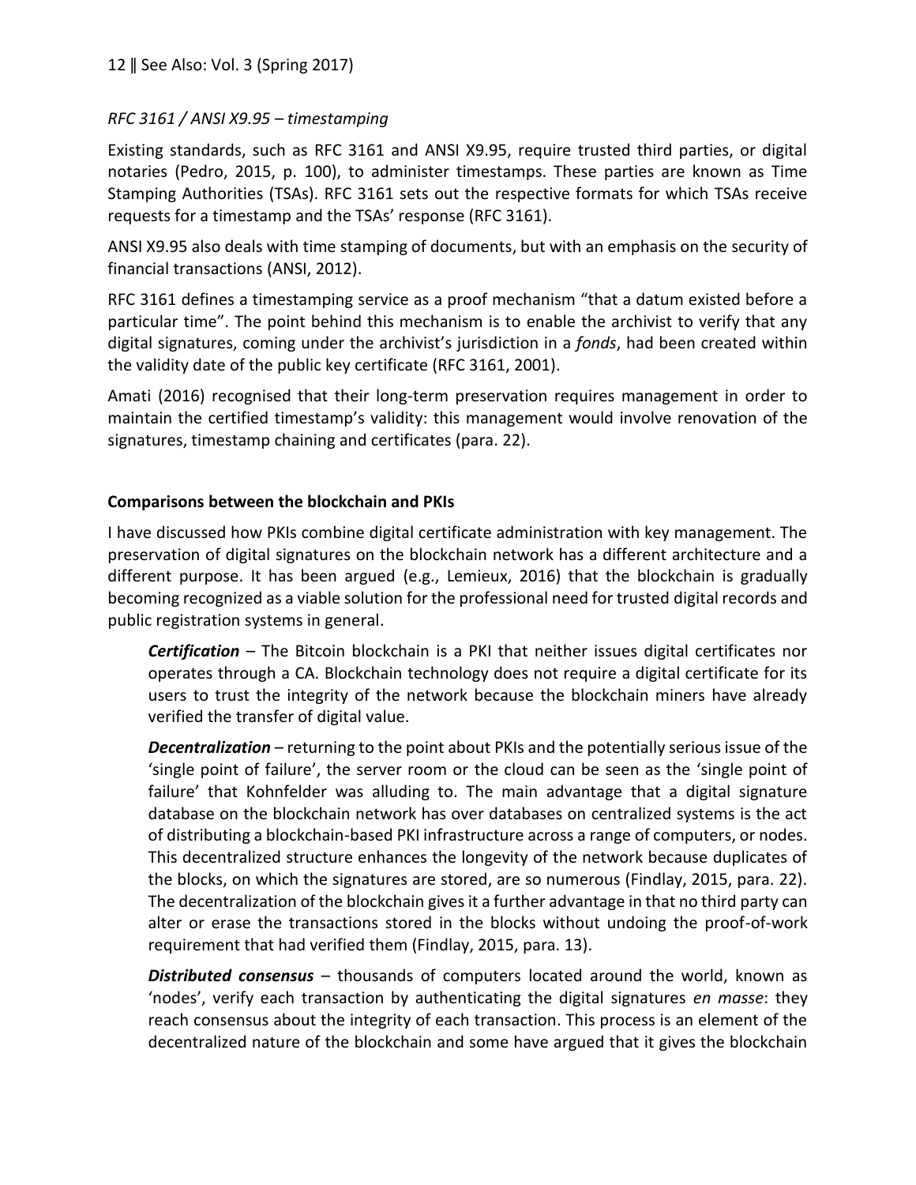*RFC 3161 / ANSI X9.95 – timestamping*

Existing standards, such as RFC 3161 and ANSI X9.95, require trusted third parties, or digital notaries (Pedro, 2015, p. 100), to administer timestamps. These parties are known as Time Stamping Authorities (TSAs). RFC 3161 sets out the respective formats for which TSAs receive requests for a timestamp and the TSAs' response (RFC 3161).

ANSI X9.95 also deals with time stamping of documents, but with an emphasis on the security of financial transactions (ANSI, 2012).

RFC 3161 defines a timestamping service as a proof mechanism "that a datum existed before a particular time". The point behind this mechanism is to enable the archivist to verify that any digital signatures, coming under the archivist's jurisdiction in a *fonds*, had been created within the validity date of the public key certificate (RFC 3161, 2001).

Amati (2016) recognised that their long-term preservation requires management in order to maintain the certified timestamp's validity: this management would involve renovation of the signatures, timestamp chaining and certificates (para. 22).

## Comparisons between the blockchain and PKIs

I have discussed how PKIs combine digital certificate administration with key management. The preservation of digital signatures on the blockchain network has a different architecture and a different purpose. It has been argued (e.g., Lemieux, 2016) that the blockchain is gradually becoming recognized as a viable solution for the professional need for trusted digital records and public registration systems in general.

***Certification*** – The Bitcoin blockchain is a PKI that neither issues digital certificates nor operates through a CA. Blockchain technology does not require a digital certificate for its users to trust the integrity of the network because the blockchain miners have already verified the transfer of digital value.

***Decentralization*** – returning to the point about PKIs and the potentially serious issue of the 'single point of failure', the server room or the cloud can be seen as the 'single point of failure' that Kohnfelder was alluding to. The main advantage that a digital signature database on the blockchain network has over databases on centralized systems is the act of distributing a blockchain-based PKI infrastructure across a range of computers, or nodes. This decentralized structure enhances the longevity of the network because duplicates of the blocks, on which the signatures are stored, are so numerous (Findlay, 2015, para. 22). The decentralization of the blockchain gives it a further advantage in that no third party can alter or erase the transactions stored in the blocks without undoing the proof-of-work requirement that had verified them (Findlay, 2015, para. 13).

***Distributed consensus*** – thousands of computers located around the world, known as 'nodes', verify each transaction by authenticating the digital signatures *en masse*: they reach consensus about the integrity of each transaction. This process is an element of the decentralized nature of the blockchain and some have argued that it gives the blockchain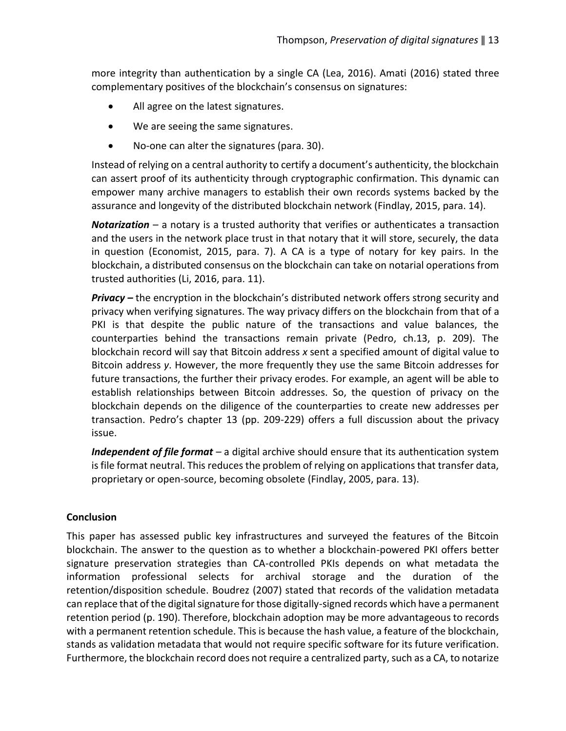more integrity than authentication by a single CA (Lea, 2016). Amati (2016) stated three complementary positives of the blockchain's consensus on signatures:

- All agree on the latest signatures.
- We are seeing the same signatures.
- No-one can alter the signatures (para. 30).

Instead of relying on a central authority to certify a document's authenticity, the blockchain can assert proof of its authenticity through cryptographic confirmation. This dynamic can empower many archive managers to establish their own records systems backed by the assurance and longevity of the distributed blockchain network (Findlay, 2015, para. 14).

***Notarization*** – a notary is a trusted authority that verifies or authenticates a transaction and the users in the network place trust in that notary that it will store, securely, the data in question (Economist, 2015, para. 7). A CA is a type of notary for key pairs. In the blockchain, a distributed consensus on the blockchain can take on notarial operations from trusted authorities (Li, 2016, para. 11).

***Privacy –*** the encryption in the blockchain's distributed network offers strong security and privacy when verifying signatures. The way privacy differs on the blockchain from that of a PKI is that despite the public nature of the transactions and value balances, the counterparties behind the transactions remain private (Pedro, ch.13, p. 209). The blockchain record will say that Bitcoin address *x* sent a specified amount of digital value to Bitcoin address *y*. However, the more frequently they use the same Bitcoin addresses for future transactions, the further their privacy erodes. For example, an agent will be able to establish relationships between Bitcoin addresses. So, the question of privacy on the blockchain depends on the diligence of the counterparties to create new addresses per transaction. Pedro's chapter 13 (pp. 209-229) offers a full discussion about the privacy issue.

***Independent of file format*** – a digital archive should ensure that its authentication system is file format neutral. This reduces the problem of relying on applications that transfer data, proprietary or open-source, becoming obsolete (Findlay, 2005, para. 13).

## Conclusion

This paper has assessed public key infrastructures and surveyed the features of the Bitcoin blockchain. The answer to the question as to whether a blockchain-powered PKI offers better signature preservation strategies than CA-controlled PKIs depends on what metadata the information professional selects for archival storage and the duration of the retention/disposition schedule. Boudrez (2007) stated that records of the validation metadata can replace that of the digital signature for those digitally-signed records which have a permanent retention period (p. 190). Therefore, blockchain adoption may be more advantageous to records with a permanent retention schedule. This is because the hash value, a feature of the blockchain, stands as validation metadata that would not require specific software for its future verification. Furthermore, the blockchain record does not require a centralized party, such as a CA, to notarize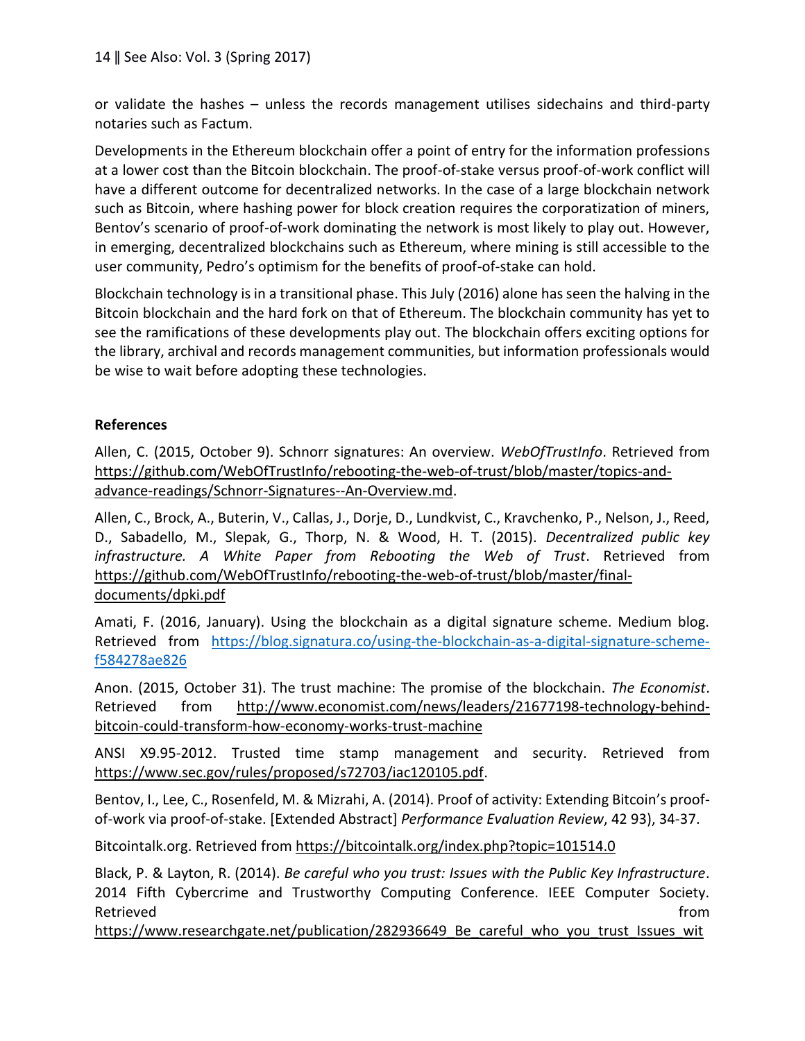or validate the hashes – unless the records management utilises sidechains and third-party notaries such as Factum.

Developments in the Ethereum blockchain offer a point of entry for the information professions at a lower cost than the Bitcoin blockchain. The proof-of-stake versus proof-of-work conflict will have a different outcome for decentralized networks. In the case of a large blockchain network such as Bitcoin, where hashing power for block creation requires the corporatization of miners, Bentov's scenario of proof-of-work dominating the network is most likely to play out. However, in emerging, decentralized blockchains such as Ethereum, where mining is still accessible to the user community, Pedro's optimism for the benefits of proof-of-stake can hold.

Blockchain technology is in a transitional phase. This July (2016) alone has seen the halving in the Bitcoin blockchain and the hard fork on that of Ethereum. The blockchain community has yet to see the ramifications of these developments play out. The blockchain offers exciting options for the library, archival and records management communities, but information professionals would be wise to wait before adopting these technologies.

**References**

Allen, C. (2015, October 9). Schnorr signatures: An overview. *WebOfTrustInfo*. Retrieved from https://github.com/WebOfTrustInfo/rebooting-the-web-of-trust/blob/master/topics-and-advance-readings/Schnorr-Signatures--An-Overview.md.

Allen, C., Brock, A., Buterin, V., Callas, J., Dorje, D., Lundkvist, C., Kravchenko, P., Nelson, J., Reed, D., Sabadello, M., Slepak, G., Thorp, N. & Wood, H. T. (2015). *Decentralized public key infrastructure. A White Paper from Rebooting the Web of Trust*. Retrieved from https://github.com/WebOfTrustInfo/rebooting-the-web-of-trust/blob/master/final-documents/dpki.pdf

Amati, F. (2016, January). Using the blockchain as a digital signature scheme. Medium blog. Retrieved from https://blog.signatura.co/using-the-blockchain-as-a-digital-signature-scheme-f584278ae826

Anon. (2015, October 31). The trust machine: The promise of the blockchain. *The Economist*. Retrieved from http://www.economist.com/news/leaders/21677198-technology-behind-bitcoin-could-transform-how-economy-works-trust-machine

ANSI X9.95-2012. Trusted time stamp management and security. Retrieved from https://www.sec.gov/rules/proposed/s72703/iac120105.pdf.

Bentov, I., Lee, C., Rosenfeld, M. & Mizrahi, A. (2014). Proof of activity: Extending Bitcoin's proof-of-work via proof-of-stake. [Extended Abstract] *Performance Evaluation Review*, 42 93), 34-37.

Bitcointalk.org. Retrieved from https://bitcointalk.org/index.php?topic=101514.0

Black, P. & Layton, R. (2014). *Be careful who you trust: Issues with the Public Key Infrastructure*. 2014 Fifth Cybercrime and Trustworthy Computing Conference. IEEE Computer Society. Retrieved from https://www.researchgate.net/publication/282936649_Be_careful_who_you_trust_Issues_wit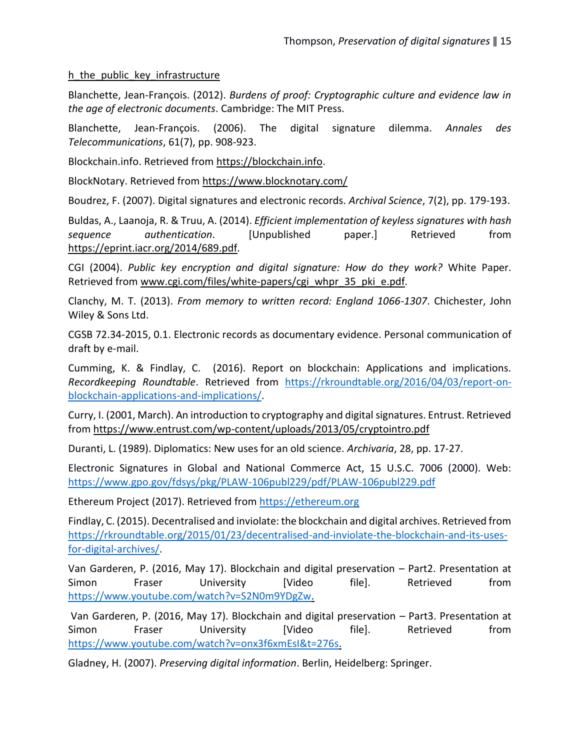h_the_public_key_infrastructure

Blanchette, Jean-François. (2012). *Burdens of proof: Cryptographic culture and evidence law in the age of electronic documents*. Cambridge: The MIT Press.

Blanchette, Jean-François. (2006). The digital signature dilemma. *Annales des Telecommunications*, 61(7), pp. 908-923.

Blockchain.info. Retrieved from https://blockchain.info.

BlockNotary. Retrieved from https://www.blocknotary.com/

Boudrez, F. (2007). Digital signatures and electronic records. *Archival Science*, 7(2), pp. 179-193.

Buldas, A., Laanoja, R. & Truu, A. (2014). *Efficient implementation of keyless signatures with hash sequence authentication*. [Unpublished paper.] Retrieved from https://eprint.iacr.org/2014/689.pdf.

CGI (2004). *Public key encryption and digital signature: How do they work?* White Paper. Retrieved from www.cgi.com/files/white-papers/cgi_whpr_35_pki_e.pdf.

Clanchy, M. T. (2013). *From memory to written record: England 1066-1307*. Chichester, John Wiley & Sons Ltd.

CGSB 72.34-2015, 0.1. Electronic records as documentary evidence. Personal communication of draft by e-mail.

Cumming, K. & Findlay, C. (2016). Report on blockchain: Applications and implications. *Recordkeeping Roundtable*. Retrieved from https://rkroundtable.org/2016/04/03/report-on-blockchain-applications-and-implications/.

Curry, I. (2001, March). An introduction to cryptography and digital signatures. Entrust. Retrieved from https://www.entrust.com/wp-content/uploads/2013/05/cryptointro.pdf

Duranti, L. (1989). Diplomatics: New uses for an old science. *Archivaria*, 28, pp. 17-27.

Electronic Signatures in Global and National Commerce Act, 15 U.S.C. 7006 (2000). Web: https://www.gpo.gov/fdsys/pkg/PLAW-106publ229/pdf/PLAW-106publ229.pdf

Ethereum Project (2017). Retrieved from https://ethereum.org

Findlay, C. (2015). Decentralised and inviolate: the blockchain and digital archives. Retrieved from https://rkroundtable.org/2015/01/23/decentralised-and-inviolate-the-blockchain-and-its-uses-for-digital-archives/.

Van Garderen, P. (2016, May 17). Blockchain and digital preservation – Part2. Presentation at Simon Fraser University [Video file]. Retrieved from https://www.youtube.com/watch?v=S2N0m9YDgZw.

Van Garderen, P. (2016, May 17). Blockchain and digital preservation – Part3. Presentation at Simon Fraser University [Video file]. Retrieved from https://www.youtube.com/watch?v=onx3f6xmEsI&t=276s.

Gladney, H. (2007). *Preserving digital information*. Berlin, Heidelberg: Springer.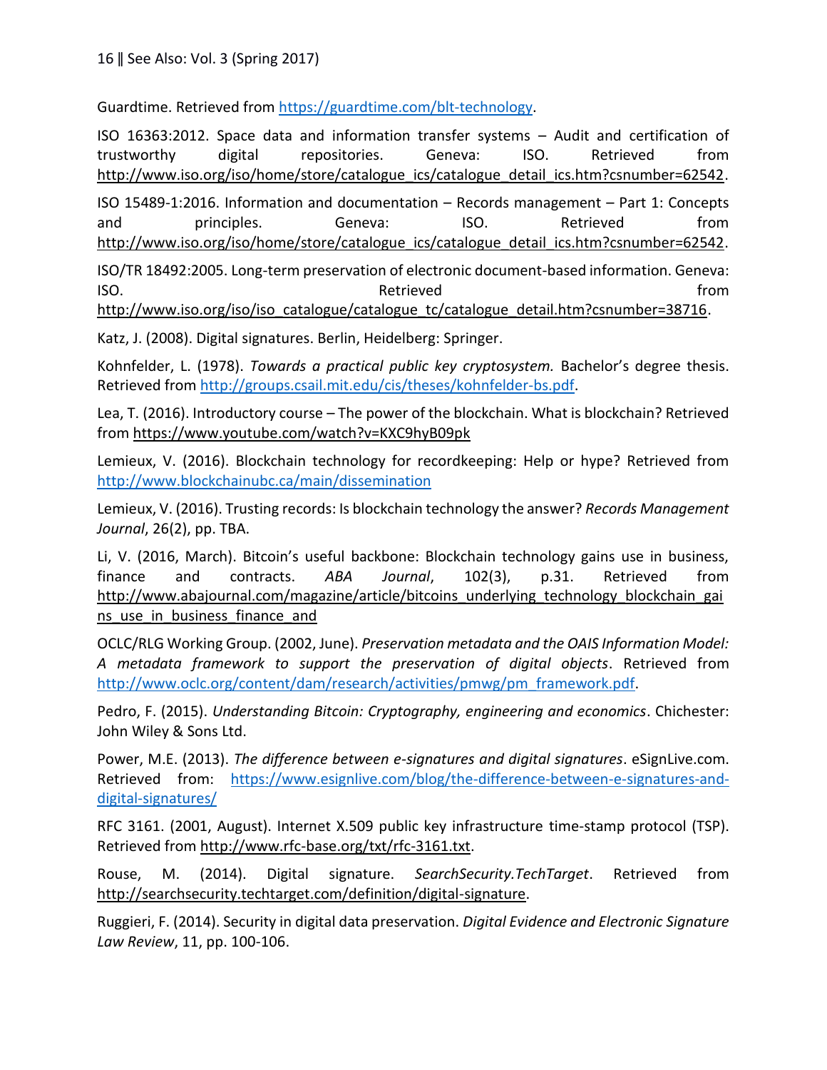Guardtime. Retrieved from https://guardtime.com/blt-technology.

ISO 16363:2012. Space data and information transfer systems – Audit and certification of trustworthy digital repositories. Geneva: ISO. Retrieved from http://www.iso.org/iso/home/store/catalogue_ics/catalogue_detail_ics.htm?csnumber=62542.

ISO 15489-1:2016. Information and documentation – Records management – Part 1: Concepts and principles. Geneva: ISO. Retrieved from http://www.iso.org/iso/home/store/catalogue_ics/catalogue_detail_ics.htm?csnumber=62542.

ISO/TR 18492:2005. Long-term preservation of electronic document-based information. Geneva: ISO. Retrieved from http://www.iso.org/iso/iso_catalogue/catalogue_tc/catalogue_detail.htm?csnumber=38716.

Katz, J. (2008). Digital signatures. Berlin, Heidelberg: Springer.

Kohnfelder, L. (1978). *Towards a practical public key cryptosystem.* Bachelor's degree thesis. Retrieved from http://groups.csail.mit.edu/cis/theses/kohnfelder-bs.pdf.

Lea, T. (2016). Introductory course – The power of the blockchain. What is blockchain? Retrieved from https://www.youtube.com/watch?v=KXC9hyB09pk

Lemieux, V. (2016). Blockchain technology for recordkeeping: Help or hype? Retrieved from http://www.blockchainubc.ca/main/dissemination

Lemieux, V. (2016). Trusting records: Is blockchain technology the answer? *Records Management Journal*, 26(2), pp. TBA.

Li, V. (2016, March). Bitcoin's useful backbone: Blockchain technology gains use in business, finance and contracts. *ABA Journal*, 102(3), p.31. Retrieved from http://www.abajournal.com/magazine/article/bitcoins_underlying_technology_blockchain_gains_use_in_business_finance_and

OCLC/RLG Working Group. (2002, June). *Preservation metadata and the OAIS Information Model: A metadata framework to support the preservation of digital objects*. Retrieved from http://www.oclc.org/content/dam/research/activities/pmwg/pm_framework.pdf.

Pedro, F. (2015). *Understanding Bitcoin: Cryptography, engineering and economics*. Chichester: John Wiley & Sons Ltd.

Power, M.E. (2013). *The difference between e-signatures and digital signatures*. eSignLive.com. Retrieved from: https://www.esignlive.com/blog/the-difference-between-e-signatures-and-digital-signatures/

RFC 3161. (2001, August). Internet X.509 public key infrastructure time-stamp protocol (TSP). Retrieved from http://www.rfc-base.org/txt/rfc-3161.txt.

Rouse, M. (2014). Digital signature. *SearchSecurity.TechTarget*. Retrieved from http://searchsecurity.techtarget.com/definition/digital-signature.

Ruggieri, F. (2014). Security in digital data preservation. *Digital Evidence and Electronic Signature Law Review*, 11, pp. 100-106.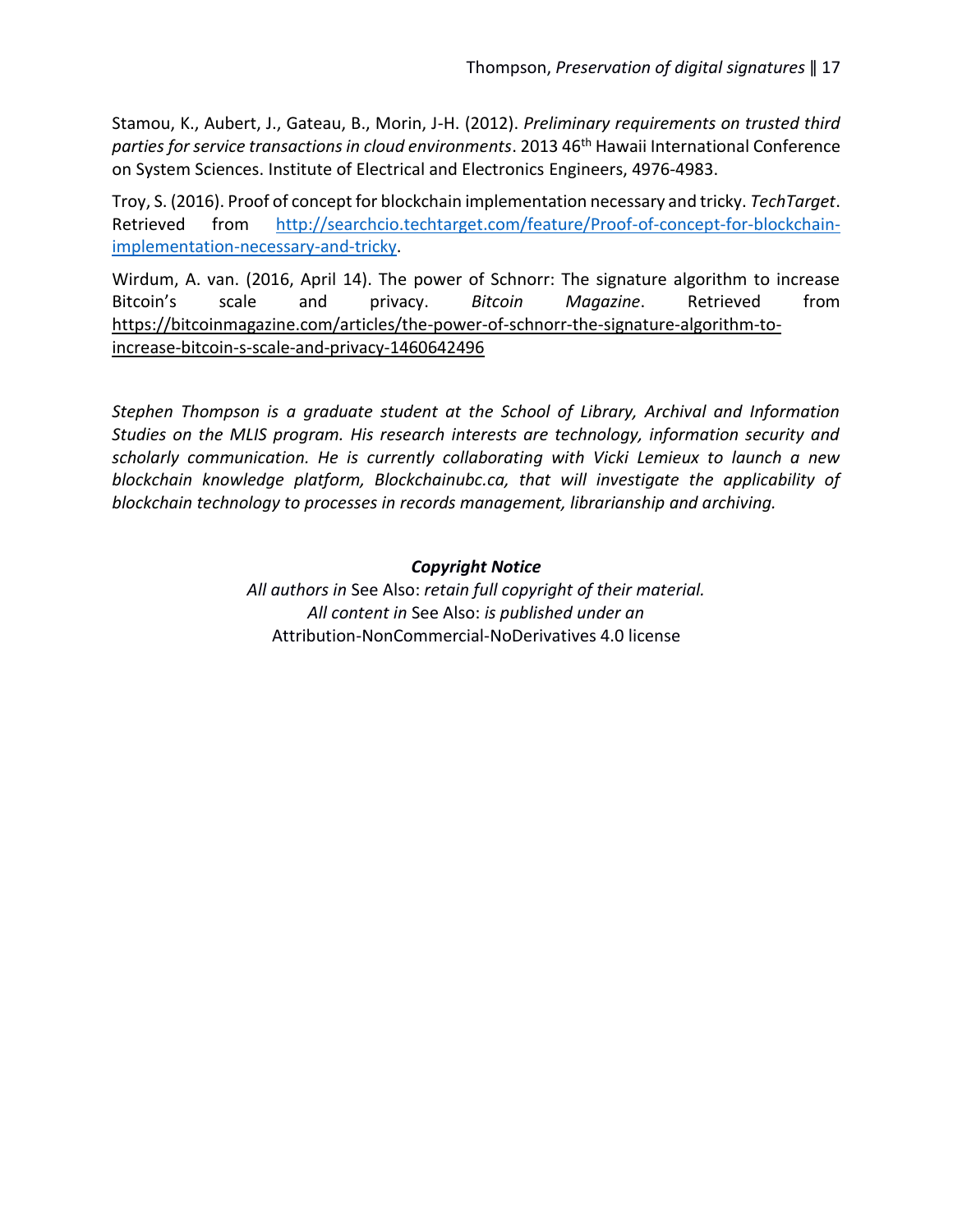Stamou, K., Aubert, J., Gateau, B., Morin, J-H. (2012). *Preliminary requirements on trusted third parties for service transactions in cloud environments*. 2013 46th Hawaii International Conference on System Sciences. Institute of Electrical and Electronics Engineers, 4976-4983.

Troy, S. (2016). Proof of concept for blockchain implementation necessary and tricky. *TechTarget*. Retrieved from http://searchcio.techtarget.com/feature/Proof-of-concept-for-blockchain-implementation-necessary-and-tricky.

Wirdum, A. van. (2016, April 14). The power of Schnorr: The signature algorithm to increase Bitcoin's scale and privacy. *Bitcoin Magazine*. Retrieved from https://bitcoinmagazine.com/articles/the-power-of-schnorr-the-signature-algorithm-to-increase-bitcoin-s-scale-and-privacy-1460642496

*Stephen Thompson is a graduate student at the School of Library, Archival and Information Studies on the MLIS program. His research interests are technology, information security and scholarly communication. He is currently collaborating with Vicki Lemieux to launch a new blockchain knowledge platform, Blockchainubc.ca, that will investigate the applicability of blockchain technology to processes in records management, librarianship and archiving.*

***Copyright Notice***

*All authors in* See Also: *retain full copyright of their material.*
*All content in* See Also: *is published under an*
Attribution-NonCommercial-NoDerivatives 4.0 license